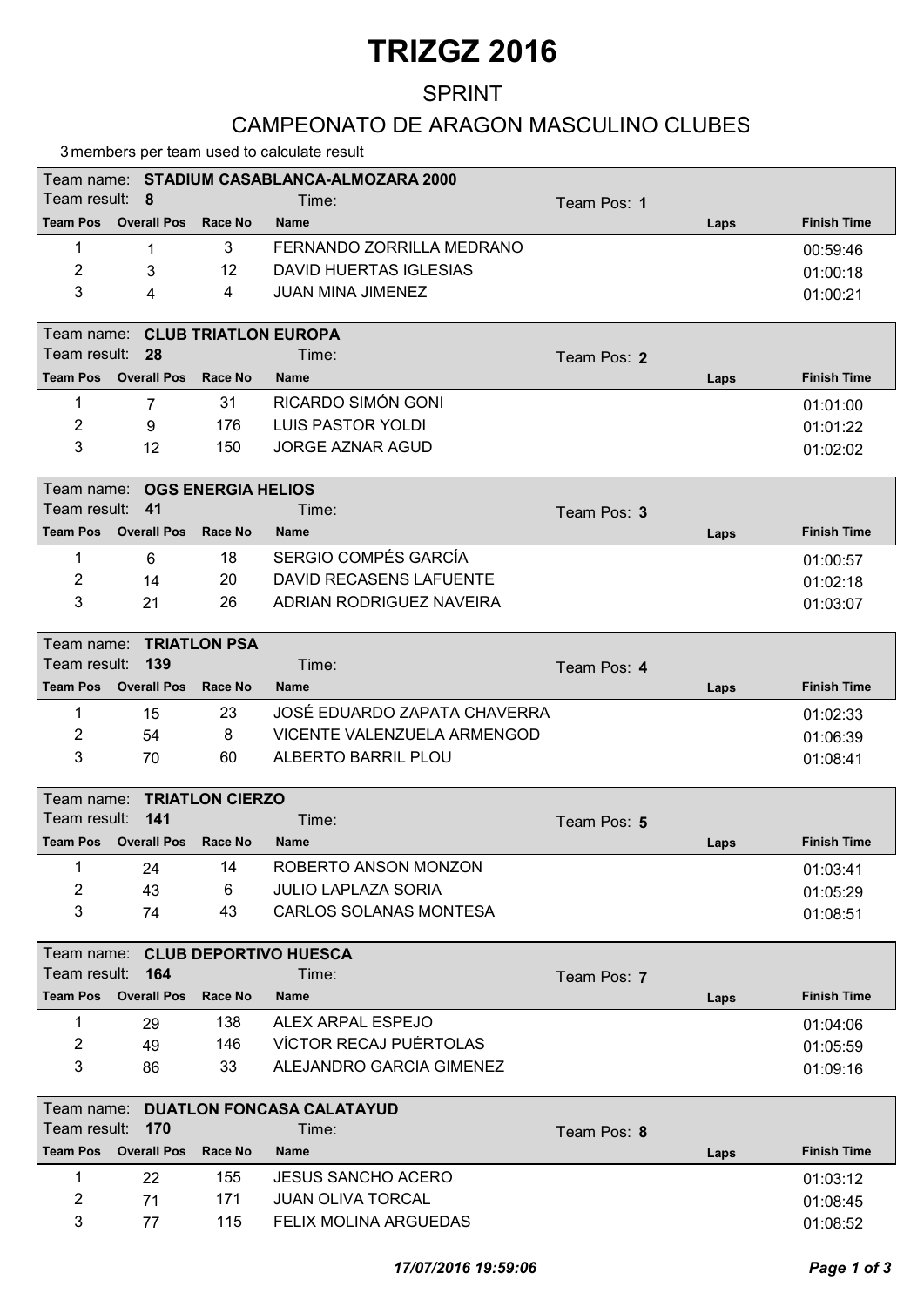# TRIZGZ 2016

## SPRINT

## CAMPEONATO DE ARAGON MASCULINO CLUBES

3 members per team used to calculate result

**Team name: STADIUM CASABLANCA-ALMOZARA 2000**
Team result: **8** Time: Team Pos: **1**

| Team Pos | Overall Pos | Race No | Name | Laps | Finish Time |
|---|---|---|---|---|---|
| 1 | 1 | 3 | FERNANDO ZORRILLA MEDRANO | | 00:59:46 |
| 2 | 3 | 12 | DAVID HUERTAS IGLESIAS | | 01:00:18 |
| 3 | 4 | 4 | JUAN MINA JIMENEZ | | 01:00:21 |

**Team name: CLUB TRIATLON EUROPA**
Team result: **28** Time: Team Pos: **2**

| Team Pos | Overall Pos | Race No | Name | Laps | Finish Time |
|---|---|---|---|---|---|
| 1 | 7 | 31 | RICARDO SIMÓN GONI | | 01:01:00 |
| 2 | 9 | 176 | LUIS PASTOR YOLDI | | 01:01:22 |
| 3 | 12 | 150 | JORGE AZNAR AGUD | | 01:02:02 |

**Team name: OGS ENERGIA HELIOS**
Team result: **41** Time: Team Pos: **3**

| Team Pos | Overall Pos | Race No | Name | Laps | Finish Time |
|---|---|---|---|---|---|
| 1 | 6 | 18 | SERGIO COMPÉS GARCÍA | | 01:00:57 |
| 2 | 14 | 20 | DAVID RECASENS LAFUENTE | | 01:02:18 |
| 3 | 21 | 26 | ADRIAN RODRIGUEZ NAVEIRA | | 01:03:07 |

**Team name: TRIATLON PSA**
Team result: **139** Time: Team Pos: **4**

| Team Pos | Overall Pos | Race No | Name | Laps | Finish Time |
|---|---|---|---|---|---|
| 1 | 15 | 23 | JOSÉ EDUARDO ZAPATA CHAVERRA | | 01:02:33 |
| 2 | 54 | 8 | VICENTE VALENZUELA ARMENGOD | | 01:06:39 |
| 3 | 70 | 60 | ALBERTO BARRIL PLOU | | 01:08:41 |

**Team name: TRIATLON CIERZO**
Team result: **141** Time: Team Pos: **5**

| Team Pos | Overall Pos | Race No | Name | Laps | Finish Time |
|---|---|---|---|---|---|
| 1 | 24 | 14 | ROBERTO ANSON MONZON | | 01:03:41 |
| 2 | 43 | 6 | JULIO LAPLAZA SORIA | | 01:05:29 |
| 3 | 74 | 43 | CARLOS SOLANAS MONTESA | | 01:08:51 |

**Team name: CLUB DEPORTIVO HUESCA**
Team result: **164** Time: Team Pos: **7**

| Team Pos | Overall Pos | Race No | Name | Laps | Finish Time |
|---|---|---|---|---|---|
| 1 | 29 | 138 | ALEX ARPAL ESPEJO | | 01:04:06 |
| 2 | 49 | 146 | VÍCTOR RECAJ PUÉRTOLAS | | 01:05:59 |
| 3 | 86 | 33 | ALEJANDRO GARCIA GIMENEZ | | 01:09:16 |

**Team name: DUATLON FONCASA CALATAYUD**
Team result: **170** Time: Team Pos: **8**

| Team Pos | Overall Pos | Race No | Name | Laps | Finish Time |
|---|---|---|---|---|---|
| 1 | 22 | 155 | JESUS SANCHO ACERO | | 01:03:12 |
| 2 | 71 | 171 | JUAN OLIVA TORCAL | | 01:08:45 |
| 3 | 77 | 115 | FELIX MOLINA ARGUEDAS | | 01:08:52 |

*17/07/2016 19:59:06*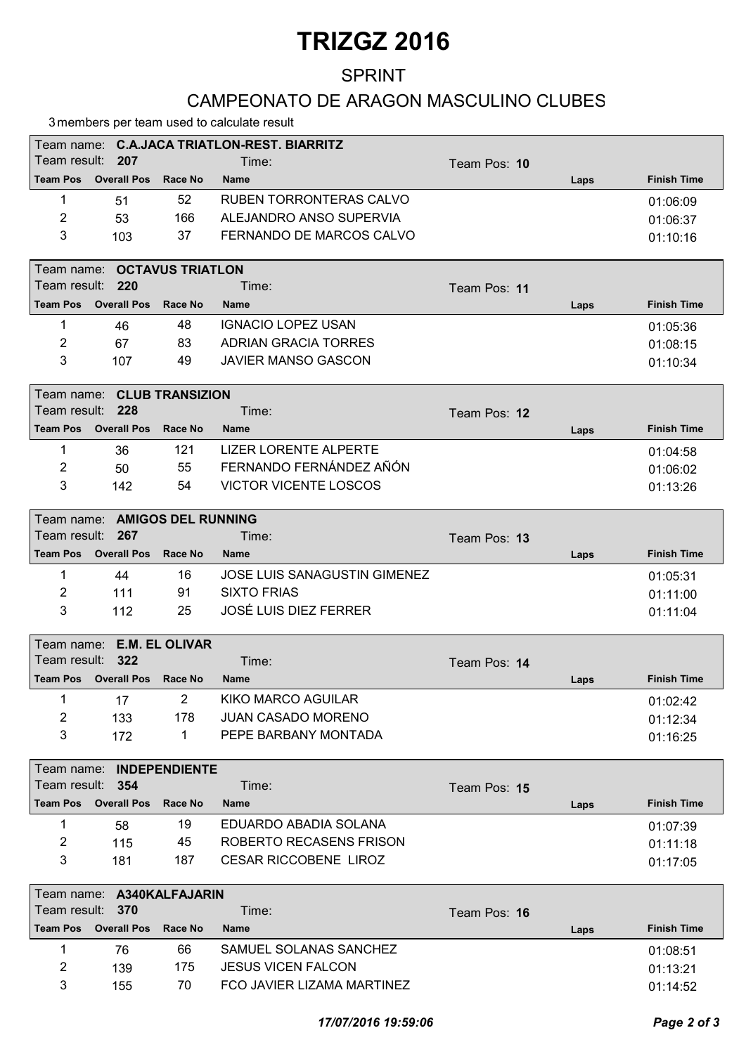# TRIZGZ 2016

## SPRINT

## CAMPEONATO DE ARAGON MASCULINO CLUBES

3 members per team used to calculate result

Team name: **C.A.JACA TRIATLON-REST. BIARRITZ**
Team result: **207** Time: Team Pos: **10**

| Team Pos | Overall Pos | Race No | Name | Laps | Finish Time |
|---|---|---|---|---|---|
| 1 | 51 | 52 | RUBEN TORRONTERAS CALVO | | 01:06:09 |
| 2 | 53 | 166 | ALEJANDRO ANSO SUPERVIA | | 01:06:37 |
| 3 | 103 | 37 | FERNANDO DE MARCOS CALVO | | 01:10:16 |

Team name: **OCTAVUS TRIATLON**
Team result: **220** Time: Team Pos: **11**

| Team Pos | Overall Pos | Race No | Name | Laps | Finish Time |
|---|---|---|---|---|---|
| 1 | 46 | 48 | IGNACIO LOPEZ USAN | | 01:05:36 |
| 2 | 67 | 83 | ADRIAN GRACIA TORRES | | 01:08:15 |
| 3 | 107 | 49 | JAVIER MANSO GASCON | | 01:10:34 |

Team name: **CLUB TRANSIZION**
Team result: **228** Time: Team Pos: **12**

| Team Pos | Overall Pos | Race No | Name | Laps | Finish Time |
|---|---|---|---|---|---|
| 1 | 36 | 121 | LIZER LORENTE ALPERTE | | 01:04:58 |
| 2 | 50 | 55 | FERNANDO FERNÁNDEZ AÑÓN | | 01:06:02 |
| 3 | 142 | 54 | VICTOR VICENTE LOSCOS | | 01:13:26 |

Team name: **AMIGOS DEL RUNNING**
Team result: **267** Time: Team Pos: **13**

| Team Pos | Overall Pos | Race No | Name | Laps | Finish Time |
|---|---|---|---|---|---|
| 1 | 44 | 16 | JOSE LUIS SANAGUSTIN GIMENEZ | | 01:05:31 |
| 2 | 111 | 91 | SIXTO FRIAS | | 01:11:00 |
| 3 | 112 | 25 | JOSÉ LUIS DIEZ FERRER | | 01:11:04 |

Team name: **E.M. EL OLIVAR**
Team result: **322** Time: Team Pos: **14**

| Team Pos | Overall Pos | Race No | Name | Laps | Finish Time |
|---|---|---|---|---|---|
| 1 | 17 | 2 | KIKO MARCO AGUILAR | | 01:02:42 |
| 2 | 133 | 178 | JUAN CASADO MORENO | | 01:12:34 |
| 3 | 172 | 1 | PEPE BARBANY MONTADA | | 01:16:25 |

Team name: **INDEPENDIENTE**
Team result: **354** Time: Team Pos: **15**

| Team Pos | Overall Pos | Race No | Name | Laps | Finish Time |
|---|---|---|---|---|---|
| 1 | 58 | 19 | EDUARDO ABADIA SOLANA | | 01:07:39 |
| 2 | 115 | 45 | ROBERTO RECASENS FRISON | | 01:11:18 |
| 3 | 181 | 187 | CESAR RICCOBENE LIROZ | | 01:17:05 |

Team name: **A340KALFAJARIN**
Team result: **370** Time: Team Pos: **16**

| Team Pos | Overall Pos | Race No | Name | Laps | Finish Time |
|---|---|---|---|---|---|
| 1 | 76 | 66 | SAMUEL SOLANAS SANCHEZ | | 01:08:51 |
| 2 | 139 | 175 | JESUS VICEN FALCON | | 01:13:21 |
| 3 | 155 | 70 | FCO JAVIER LIZAMA MARTINEZ | | 01:14:52 |

*17/07/2016 19:59:06*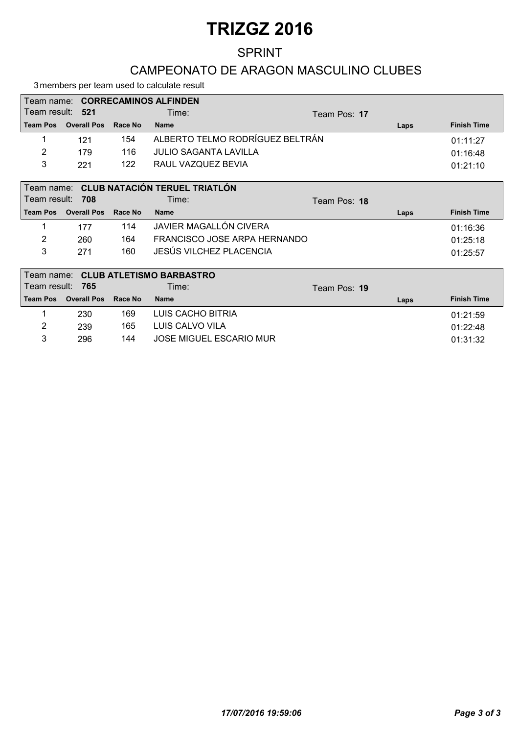# TRIZGZ 2016

## SPRINT

## CAMPEONATO DE ARAGON MASCULINO CLUBES

3 members per team used to calculate result

Team name: **CORRECAMINOS ALFINDEN**
Team result: **521** Time: Team Pos: **17**

| Team Pos | Overall Pos | Race No | Name | Laps | Finish Time |
|---|---|---|---|---|---|
| 1 | 121 | 154 | ALBERTO TELMO RODRÍGUEZ BELTRÁN | | 01:11:27 |
| 2 | 179 | 116 | JULIO SAGANTA LAVILLA | | 01:16:48 |
| 3 | 221 | 122 | RAUL VAZQUEZ BEVIA | | 01:21:10 |

Team name: **CLUB NATACIÓN TERUEL TRIATLÓN**
Team result: **708** Time: Team Pos: **18**

| Team Pos | Overall Pos | Race No | Name | Laps | Finish Time |
|---|---|---|---|---|---|
| 1 | 177 | 114 | JAVIER MAGALLÓN CIVERA | | 01:16:36 |
| 2 | 260 | 164 | FRANCISCO JOSE ARPA HERNANDO | | 01:25:18 |
| 3 | 271 | 160 | JESÚS VILCHEZ PLACENCIA | | 01:25:57 |

Team name: **CLUB ATLETISMO BARBASTRO**
Team result: **765** Time: Team Pos: **19**

| Team Pos | Overall Pos | Race No | Name | Laps | Finish Time |
|---|---|---|---|---|---|
| 1 | 230 | 169 | LUIS CACHO BITRIA | | 01:21:59 |
| 2 | 239 | 165 | LUIS CALVO VILA | | 01:22:48 |
| 3 | 296 | 144 | JOSE MIGUEL ESCARIO MUR | | 01:31:32 |

*17/07/2016 19:59:06*